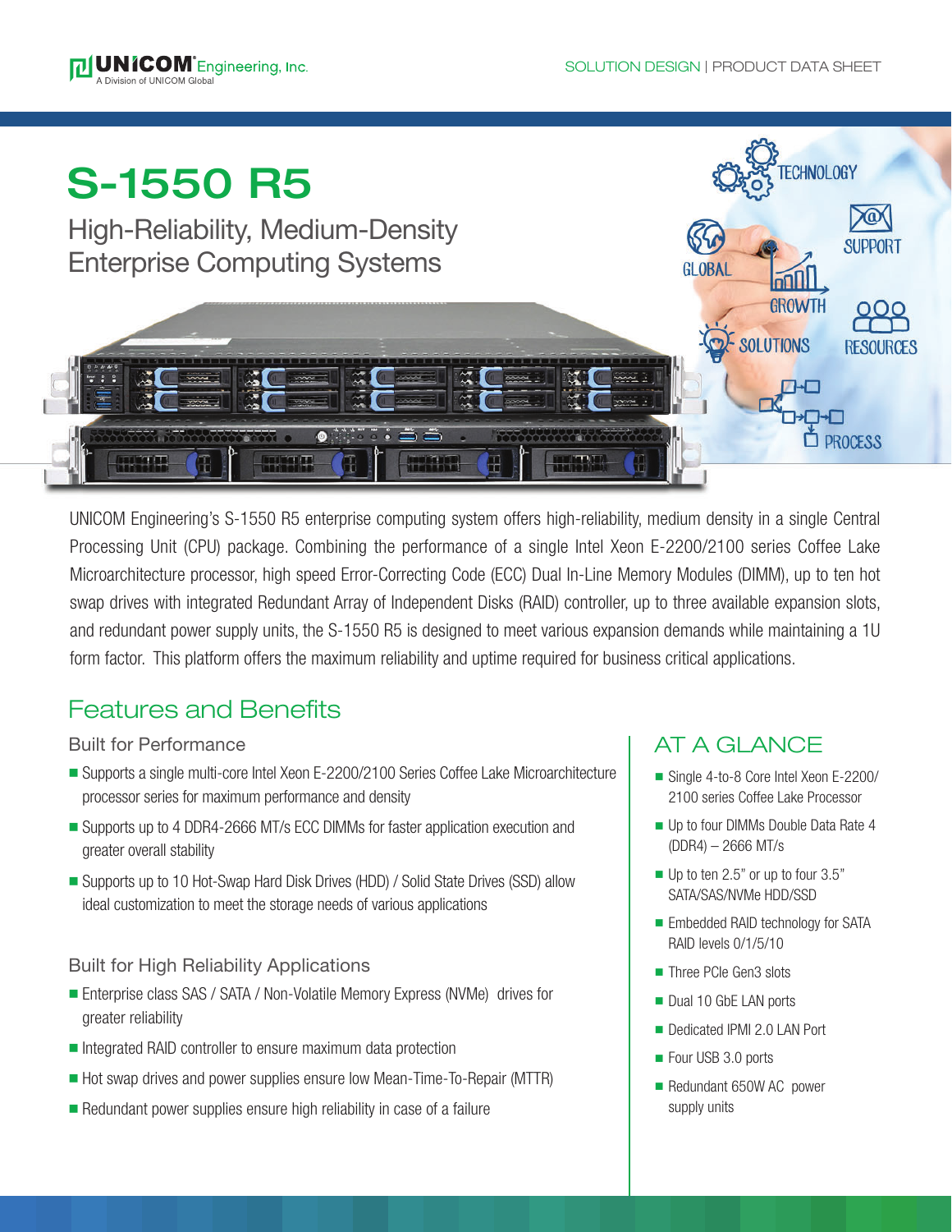# S-1550 R5

## High-Reliability, Medium-Density Enterprise Computing Systems

UNICOM Engineering's S-1550 R5 enterprise computing system offers high-reliability, medium density in a single Central Processing Unit (CPU) package. Combining the performance of a single Intel Xeon E-2200/2100 series Coffee Lake Microarchitecture processor, high speed Error-Correcting Code (ECC) Dual In-Line Memory Modules (DIMM), up to ten hot swap drives with integrated Redundant Array of Independent Disks (RAID) controller, up to three available expansion slots, and redundant power supply units, the S-1550 R5 is designed to meet various expansion demands while maintaining a 1U form factor. This platform offers the maximum reliability and uptime required for business critical applications.

## Features and Benefits

### Built for Performance

- Supports a single multi-core Intel Xeon E-2200/2100 Series Coffee Lake Microarchitecture processor series for maximum performance and density
- Supports up to 4 DDR4-2666 MT/s ECC DIMMs for faster application execution and greater overall stability
- Supports up to 10 Hot-Swap Hard Disk Drives (HDD) / Solid State Drives (SSD) allow ideal customization to meet the storage needs of various applications

### Built for High Reliability Applications

- Enterprise class SAS / SATA / Non-Volatile Memory Express (NVMe) drives for greater reliability
- Integrated RAID controller to ensure maximum data protection
- Hot swap drives and power supplies ensure low Mean-Time-To-Repair (MTTR)
- Redundant power supplies ensure high reliability in case of a failure

## AT A GLANCE

- Single 4-to-8 Core Intel Xeon E-2200/2100 series Coffee Lake Processor
- Up to four DIMMs Double Data Rate 4 (DDR4) – 2666 MT/s
- Up to ten 2.5" or up to four 3.5" SATA/SAS/NVMe HDD/SSD
- Embedded RAID technology for SATA RAID levels 0/1/5/10
- Three PCIe Gen3 slots
- Dual 10 GbE LAN ports
- Dedicated IPMI 2.0 LAN Port
- Four USB 3.0 ports
- Redundant 650W AC power supply units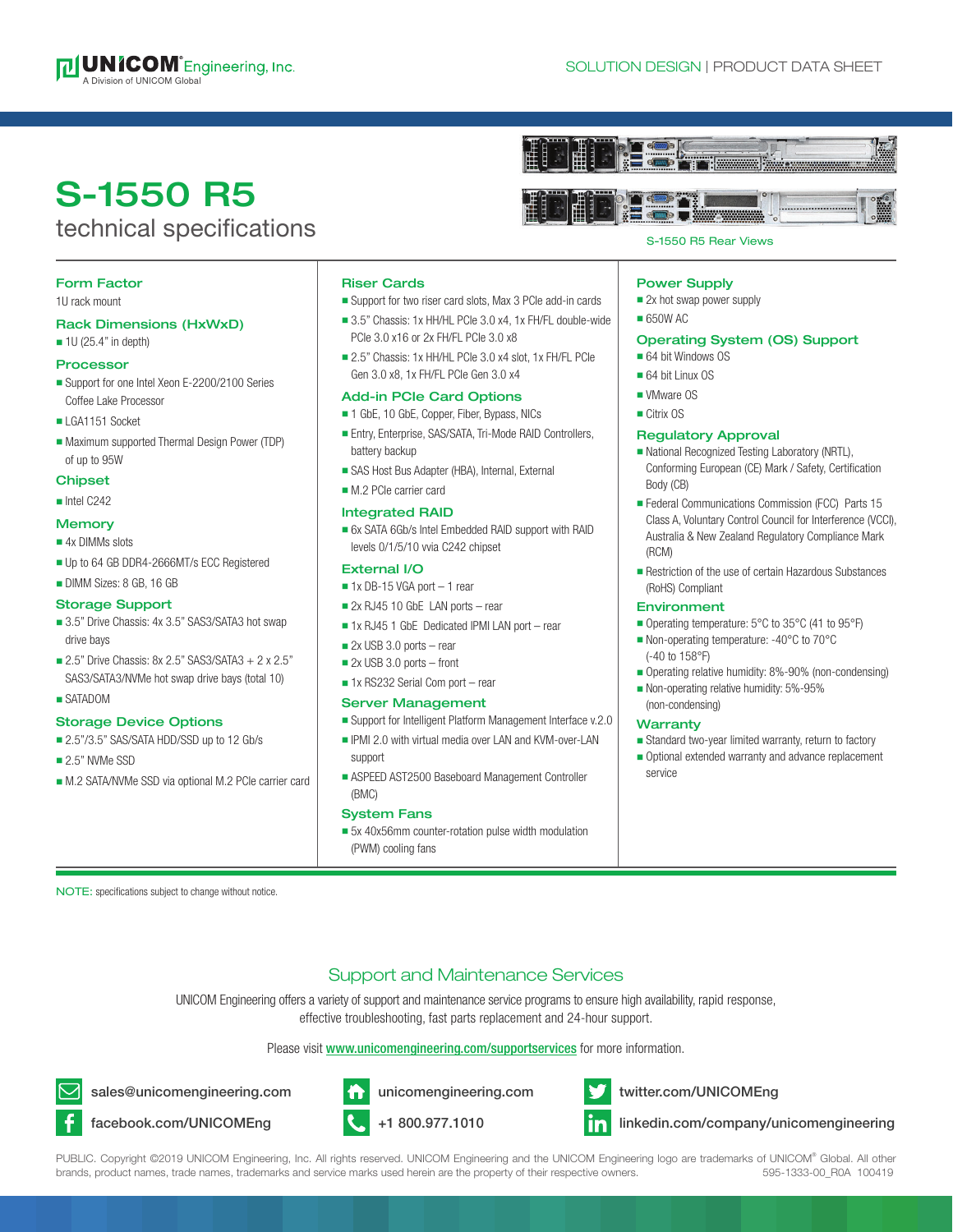SOLUTION DESIGN | PRODUCT DATA SHEET

# S-1550 R5

## technical specifications

S-1550 R5 Rear Views

### Form Factor

1U rack mount

### Rack Dimensions (HxWxD)

- 1U (25.4" in depth)

### Processor

- Support for one Intel Xeon E-2200/2100 Series Coffee Lake Processor
- LGA1151 Socket
- Maximum supported Thermal Design Power (TDP) of up to 95W

### Chipset

- Intel C242

### Memory

- 4x DIMMs slots
- Up to 64 GB DDR4-2666MT/s ECC Registered
- DIMM Sizes: 8 GB, 16 GB

### Storage Support

- 3.5" Drive Chassis: 4x 3.5" SAS3/SATA3 hot swap drive bays
- 2.5" Drive Chassis: 8x 2.5" SAS3/SATA3 + 2 x 2.5" SAS3/SATA3/NVMe hot swap drive bays (total 10)
- SATADOM

### Storage Device Options

- 2.5"/3.5" SAS/SATA HDD/SSD up to 12 Gb/s
- 2.5" NVMe SSD
- M.2 SATA/NVMe SSD via optional M.2 PCIe carrier card

### Riser Cards

- Support for two riser card slots, Max 3 PCIe add-in cards
- 3.5" Chassis: 1x HH/HL PCIe 3.0 x4, 1x FH/FL double-wide PCIe 3.0 x16 or 2x FH/FL PCIe 3.0 x8
- 2.5" Chassis: 1x HH/HL PCIe 3.0 x4 slot, 1x FH/FL PCIe Gen 3.0 x8, 1x FH/FL PCIe Gen 3.0 x4

### Add-in PCIe Card Options

- 1 GbE, 10 GbE, Copper, Fiber, Bypass, NICs
- Entry, Enterprise, SAS/SATA, Tri-Mode RAID Controllers, battery backup
- SAS Host Bus Adapter (HBA), Internal, External
- M.2 PCIe carrier card

### Integrated RAID

- 6x SATA 6Gb/s Intel Embedded RAID support with RAID levels 0/1/5/10 vvia C242 chipset

### External I/O

- 1x DB-15 VGA port – 1 rear
- 2x RJ45 10 GbE LAN ports – rear
- 1x RJ45 1 GbE Dedicated IPMI LAN port – rear
- 2x USB 3.0 ports – rear
- 2x USB 3.0 ports – front
- 1x RS232 Serial Com port – rear

### Server Management

- Support for Intelligent Platform Management Interface v.2.0
- IPMI 2.0 with virtual media over LAN and KVM-over-LAN support
- ASPEED AST2500 Baseboard Management Controller (BMC)

### System Fans

- 5x 40x56mm counter-rotation pulse width modulation (PWM) cooling fans

### Power Supply

- 2x hot swap power supply
- 650W AC

### Operating System (OS) Support

- 64 bit Windows OS
- 64 bit Linux OS
- VMware OS
- Citrix OS

### Regulatory Approval

- National Recognized Testing Laboratory (NRTL), Conforming European (CE) Mark / Safety, Certification Body (CB)
- Federal Communications Commission (FCC) Parts 15 Class A, Voluntary Control Council for Interference (VCCI), Australia & New Zealand Regulatory Compliance Mark (RCM)
- Restriction of the use of certain Hazardous Substances (RoHS) Compliant

### Environment

- Operating temperature: 5°C to 35°C (41 to 95°F)
- Non-operating temperature: -40°C to 70°C (-40 to 158°F)
- Operating relative humidity: 8%-90% (non-condensing)
- Non-operating relative humidity: 5%-95% (non-condensing)

### Warranty

- Standard two-year limited warranty, return to factory
- Optional extended warranty and advance replacement service

NOTE: specifications subject to change without notice.

## Support and Maintenance Services

UNICOM Engineering offers a variety of support and maintenance service programs to ensure high availability, rapid response, effective troubleshooting, fast parts replacement and 24-hour support.

Please visit www.unicomengineering.com/supportservices for more information.

sales@unicomengineering.com

facebook.com/UNICOMEng

unicomengineering.com

+1 800.977.1010

twitter.com/UNICOMEng

linkedin.com/company/unicomengineering

PUBLIC. Copyright ©2019 UNICOM Engineering, Inc. All rights reserved. UNICOM Engineering and the UNICOM Engineering logo are trademarks of UNICOM® Global. All other brands, product names, trade names, trademarks and service marks used herein are the property of their respective owners. 595-1333-00_R0A 100419